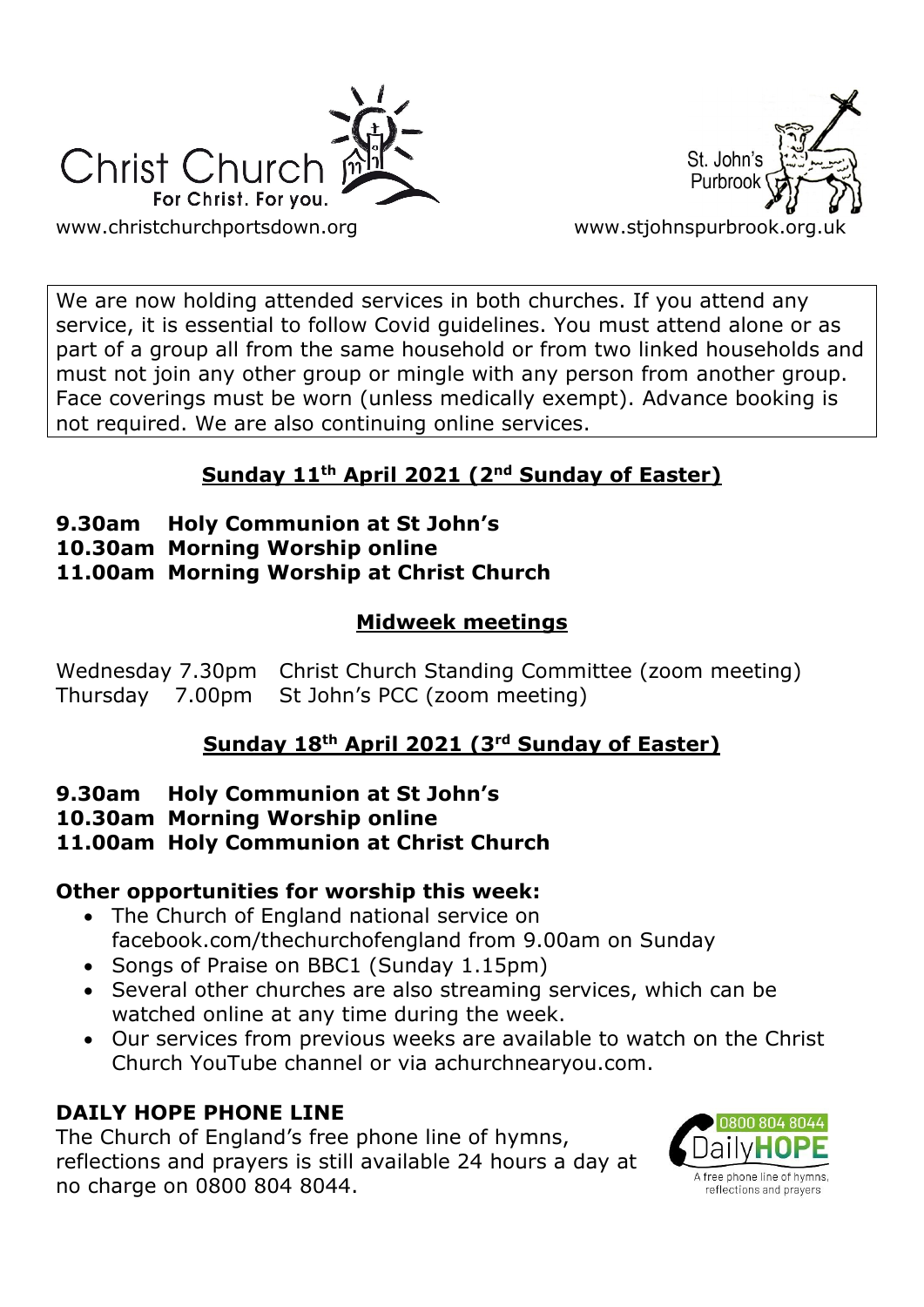Christ Church
For Christ. For you.
www.christchurchportsdown.org

St. John's Purbrook
www.stjohnspurbrook.org.uk

We are now holding attended services in both churches. If you attend any service, it is essential to follow Covid guidelines. You must attend alone or as part of a group all from the same household or from two linked households and must not join any other group or mingle with any person from another group. Face coverings must be worn (unless medically exempt). Advance booking is not required. We are also continuing online services.

## Sunday 11th April 2021 (2nd Sunday of Easter)

**9.30am Holy Communion at St John's**
**10.30am Morning Worship online**
**11.00am Morning Worship at Christ Church**

## Midweek meetings

Wednesday 7.30pm Christ Church Standing Committee (zoom meeting)
Thursday 7.00pm St John's PCC (zoom meeting)

## Sunday 18th April 2021 (3rd Sunday of Easter)

**9.30am Holy Communion at St John's**
**10.30am Morning Worship online**
**11.00am Holy Communion at Christ Church**

### Other opportunities for worship this week:

- The Church of England national service on facebook.com/thechurchofengland from 9.00am on Sunday
- Songs of Praise on BBC1 (Sunday 1.15pm)
- Several other churches are also streaming services, which can be watched online at any time during the week.
- Our services from previous weeks are available to watch on the Christ Church YouTube channel or via achurchnearyou.com.

### DAILY HOPE PHONE LINE

The Church of England's free phone line of hymns, reflections and prayers is still available 24 hours a day at no charge on 0800 804 8044.

0800 804 8044
DailyHOPE
A free phone line of hymns, reflections and prayers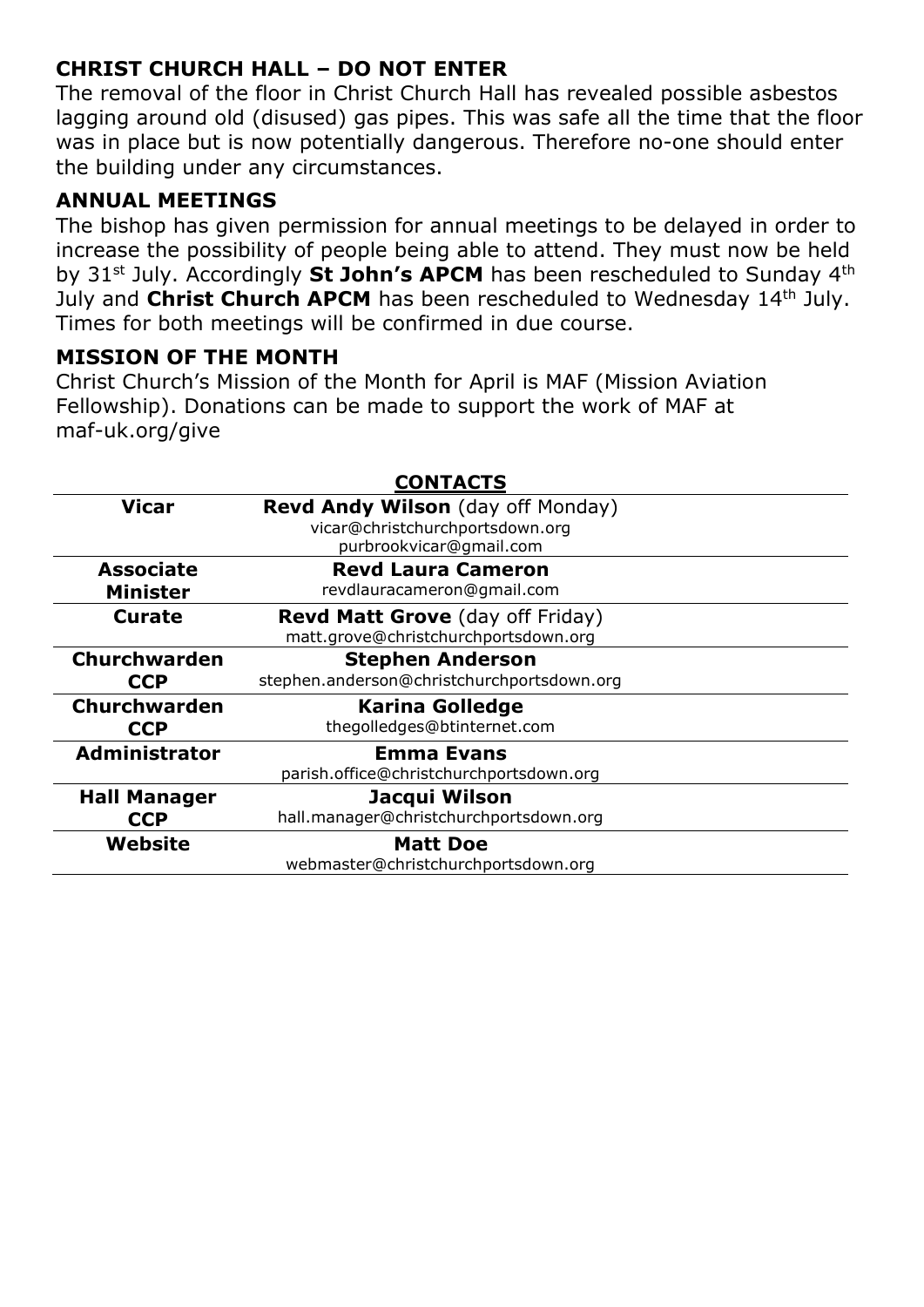## CHRIST CHURCH HALL – DO NOT ENTER

The removal of the floor in Christ Church Hall has revealed possible asbestos lagging around old (disused) gas pipes. This was safe all the time that the floor was in place but is now potentially dangerous. Therefore no-one should enter the building under any circumstances.

## ANNUAL MEETINGS

The bishop has given permission for annual meetings to be delayed in order to increase the possibility of people being able to attend. They must now be held by 31st July. Accordingly **St John's APCM** has been rescheduled to Sunday 4th July and **Christ Church APCM** has been rescheduled to Wednesday 14th July. Times for both meetings will be confirmed in due course.

## MISSION OF THE MONTH

Christ Church's Mission of the Month for April is MAF (Mission Aviation Fellowship). Donations can be made to support the work of MAF at maf-uk.org/give

## CONTACTS

| | |
|---|---|
| **Vicar** | **Revd Andy Wilson** (day off Monday)<br>vicar@christchurchportsdown.org<br>purbrookvicar@gmail.com |
| **Associate Minister** | **Revd Laura Cameron**<br>revdlauracameron@gmail.com |
| **Curate** | **Revd Matt Grove** (day off Friday)<br>matt.grove@christchurchportsdown.org |
| **Churchwarden CCP** | **Stephen Anderson**<br>stephen.anderson@christchurchportsdown.org |
| **Churchwarden CCP** | **Karina Golledge**<br>thegolledges@btinternet.com |
| **Administrator** | **Emma Evans**<br>parish.office@christchurchportsdown.org |
| **Hall Manager CCP** | **Jacqui Wilson**<br>hall.manager@christchurchportsdown.org |
| **Website** | **Matt Doe**<br>webmaster@christchurchportsdown.org |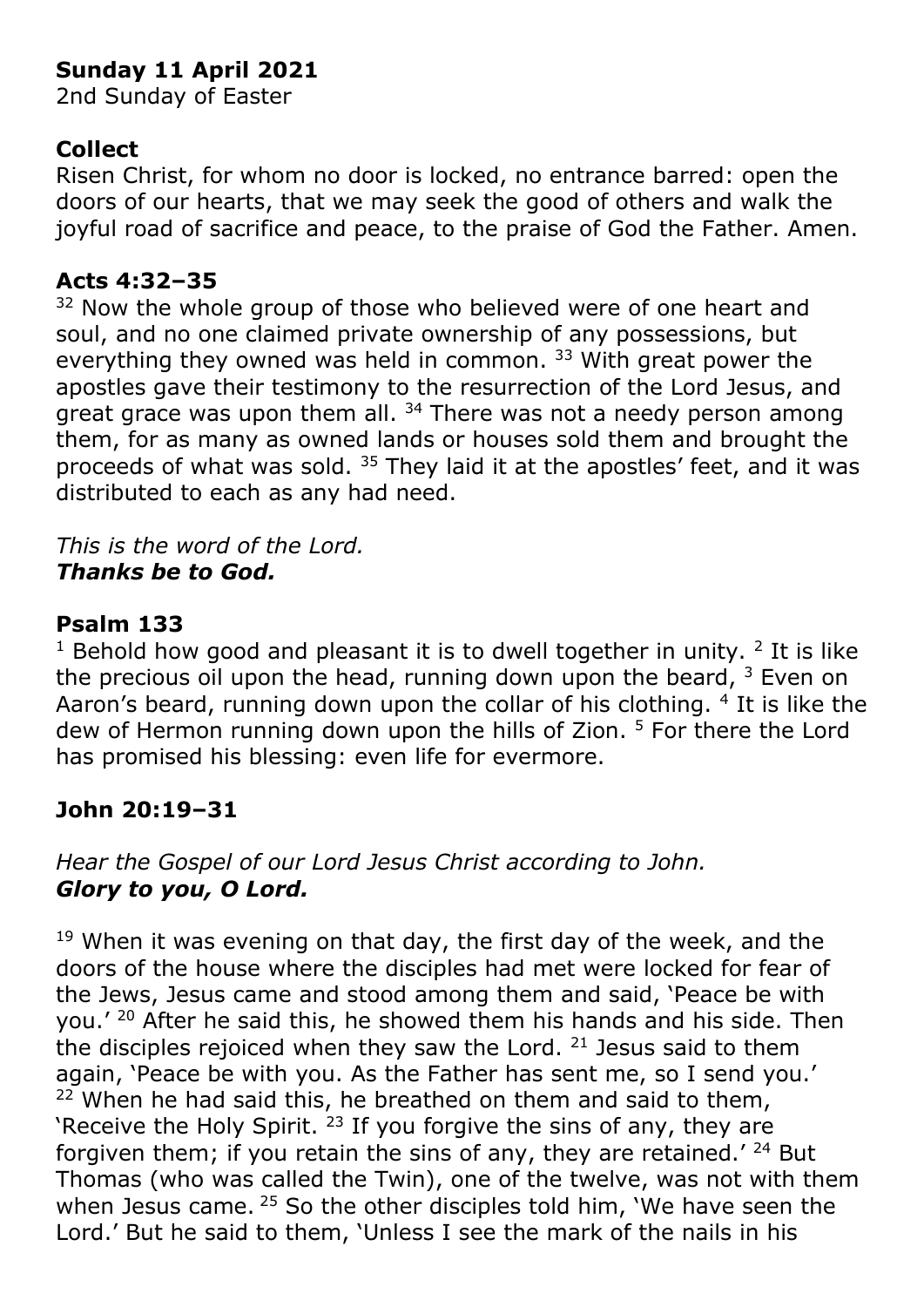**Sunday 11 April 2021**
2nd Sunday of Easter

**Collect**
Risen Christ, for whom no door is locked, no entrance barred: open the doors of our hearts, that we may seek the good of others and walk the joyful road of sacrifice and peace, to the praise of God the Father. Amen.

**Acts 4:32–35**
[32] Now the whole group of those who believed were of one heart and soul, and no one claimed private ownership of any possessions, but everything they owned was held in common. [33] With great power the apostles gave their testimony to the resurrection of the Lord Jesus, and great grace was upon them all. [34] There was not a needy person among them, for as many as owned lands or houses sold them and brought the proceeds of what was sold. [35] They laid it at the apostles' feet, and it was distributed to each as any had need.

*This is the word of the Lord.*
***Thanks be to God.***

**Psalm 133**
[1] Behold how good and pleasant it is to dwell together in unity. [2] It is like the precious oil upon the head, running down upon the beard, [3] Even on Aaron's beard, running down upon the collar of his clothing. [4] It is like the dew of Hermon running down upon the hills of Zion. [5] For there the Lord has promised his blessing: even life for evermore.

**John 20:19–31**

*Hear the Gospel of our Lord Jesus Christ according to John.*
***Glory to you, O Lord.***

[19] When it was evening on that day, the first day of the week, and the doors of the house where the disciples had met were locked for fear of the Jews, Jesus came and stood among them and said, 'Peace be with you.' [20] After he said this, he showed them his hands and his side. Then the disciples rejoiced when they saw the Lord. [21] Jesus said to them again, 'Peace be with you. As the Father has sent me, so I send you.' [22] When he had said this, he breathed on them and said to them, 'Receive the Holy Spirit. [23] If you forgive the sins of any, they are forgiven them; if you retain the sins of any, they are retained.' [24] But Thomas (who was called the Twin), one of the twelve, was not with them when Jesus came. [25] So the other disciples told him, 'We have seen the Lord.' But he said to them, 'Unless I see the mark of the nails in his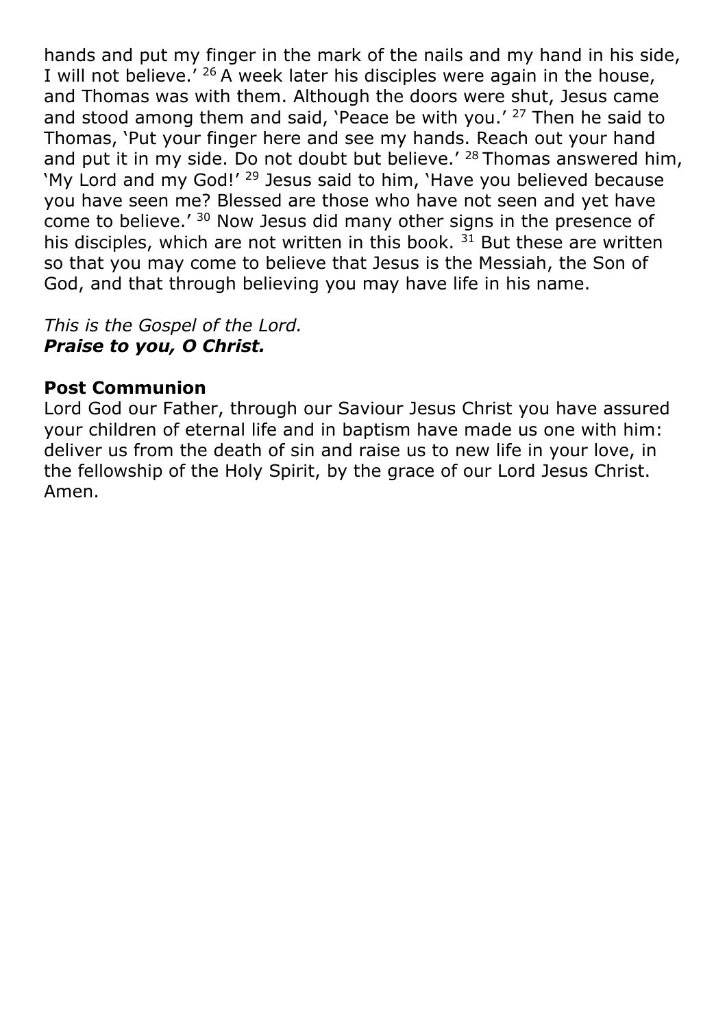hands and put my finger in the mark of the nails and my hand in his side, I will not believe.' [26] A week later his disciples were again in the house, and Thomas was with them. Although the doors were shut, Jesus came and stood among them and said, 'Peace be with you.' [27] Then he said to Thomas, 'Put your finger here and see my hands. Reach out your hand and put it in my side. Do not doubt but believe.' [28] Thomas answered him, 'My Lord and my God!' [29] Jesus said to him, 'Have you believed because you have seen me? Blessed are those who have not seen and yet have come to believe.' [30] Now Jesus did many other signs in the presence of his disciples, which are not written in this book. [31] But these are written so that you may come to believe that Jesus is the Messiah, the Son of God, and that through believing you may have life in his name.

*This is the Gospel of the Lord.*
***Praise to you, O Christ.***

**Post Communion**
Lord God our Father, through our Saviour Jesus Christ you have assured your children of eternal life and in baptism have made us one with him: deliver us from the death of sin and raise us to new life in your love, in the fellowship of the Holy Spirit, by the grace of our Lord Jesus Christ. Amen.